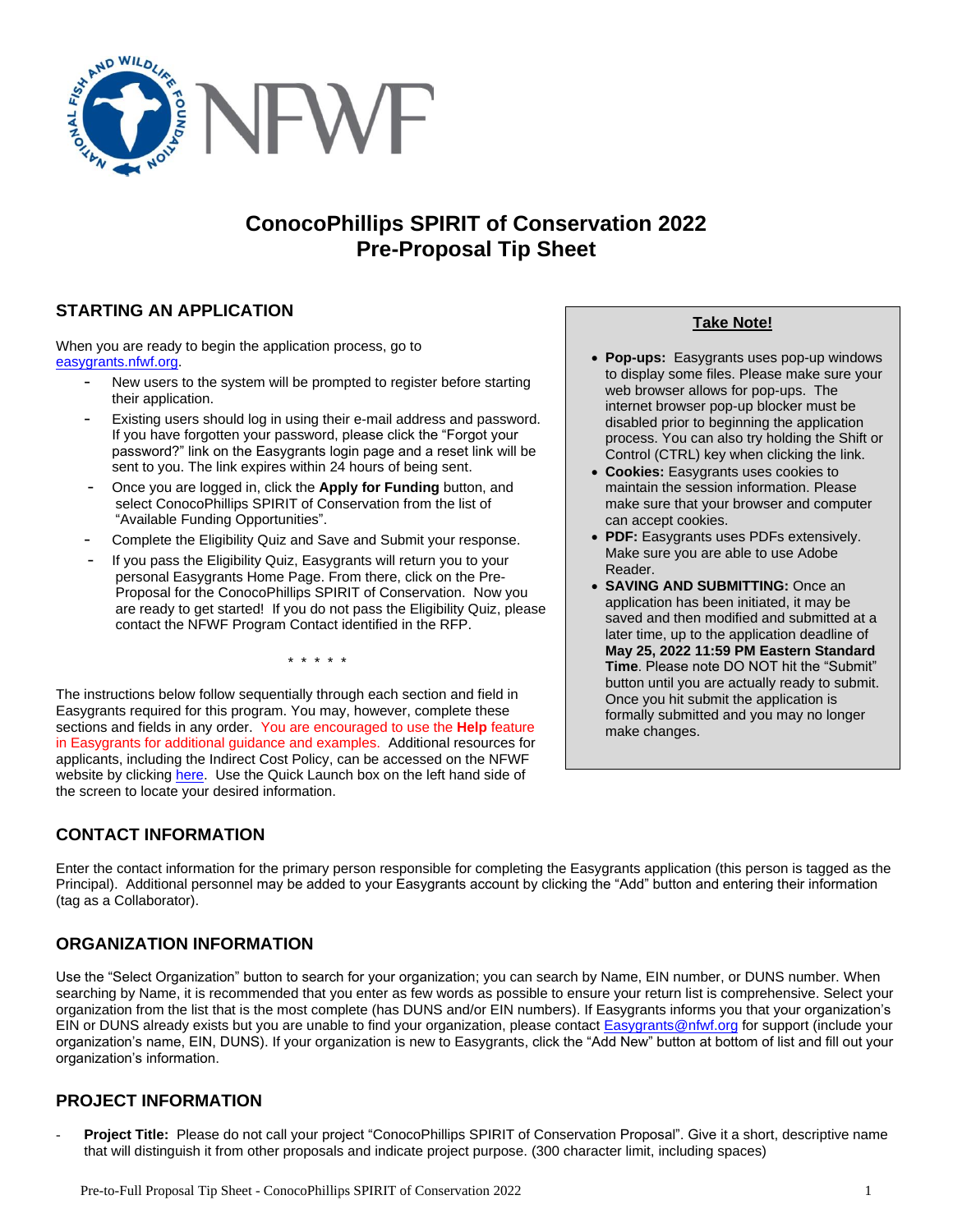# ConocoPhillips SPIRIT of Conservation 2022
# Pre-Proposal Tip Sheet

## STARTING AN APPLICATION

When you are ready to begin the application process, go to easygrants.nfwf.org.

- New users to the system will be prompted to register before starting their application.
- Existing users should log in using their e-mail address and password. If you have forgotten your password, please click the "Forgot your password?" link on the Easygrants login page and a reset link will be sent to you. The link expires within 24 hours of being sent.
- Once you are logged in, click the **Apply for Funding** button, and select ConocoPhillips SPIRIT of Conservation from the list of "Available Funding Opportunities".
- Complete the Eligibility Quiz and Save and Submit your response.
- If you pass the Eligibility Quiz, Easygrants will return you to your personal Easygrants Home Page. From there, click on the Pre-Proposal for the ConocoPhillips SPIRIT of Conservation. Now you are ready to get started! If you do not pass the Eligibility Quiz, please contact the NFWF Program Contact identified in the RFP.

\* \* \* \* \*

The instructions below follow sequentially through each section and field in Easygrants required for this program. You may, however, complete these sections and fields in any order. You are encouraged to use the **Help** feature in Easygrants for additional guidance and examples. Additional resources for applicants, including the Indirect Cost Policy, can be accessed on the NFWF website by clicking here. Use the Quick Launch box on the left hand side of the screen to locate your desired information.

**Take Note!**

- **Pop-ups:** Easygrants uses pop-up windows to display some files. Please make sure your web browser allows for pop-ups. The internet browser pop-up blocker must be disabled prior to beginning the application process. You can also try holding the Shift or Control (CTRL) key when clicking the link.
- **Cookies:** Easygrants uses cookies to maintain the session information. Please make sure that your browser and computer can accept cookies.
- **PDF:** Easygrants uses PDFs extensively. Make sure you are able to use Adobe Reader.
- **SAVING AND SUBMITTING:** Once an application has been initiated, it may be saved and then modified and submitted at a later time, up to the application deadline of **May 25, 2022 11:59 PM Eastern Standard Time**. Please note DO NOT hit the "Submit" button until you are actually ready to submit. Once you hit submit the application is formally submitted and you may no longer make changes.

## CONTACT INFORMATION

Enter the contact information for the primary person responsible for completing the Easygrants application (this person is tagged as the Principal). Additional personnel may be added to your Easygrants account by clicking the "Add" button and entering their information (tag as a Collaborator).

## ORGANIZATION INFORMATION

Use the "Select Organization" button to search for your organization; you can search by Name, EIN number, or DUNS number. When searching by Name, it is recommended that you enter as few words as possible to ensure your return list is comprehensive. Select your organization from the list that is the most complete (has DUNS and/or EIN numbers). If Easygrants informs you that your organization's EIN or DUNS already exists but you are unable to find your organization, please contact Easygrants@nfwf.org for support (include your organization's name, EIN, DUNS). If your organization is new to Easygrants, click the "Add New" button at bottom of list and fill out your organization's information.

## PROJECT INFORMATION

- **Project Title:** Please do not call your project "ConocoPhillips SPIRIT of Conservation Proposal". Give it a short, descriptive name that will distinguish it from other proposals and indicate project purpose. (300 character limit, including spaces)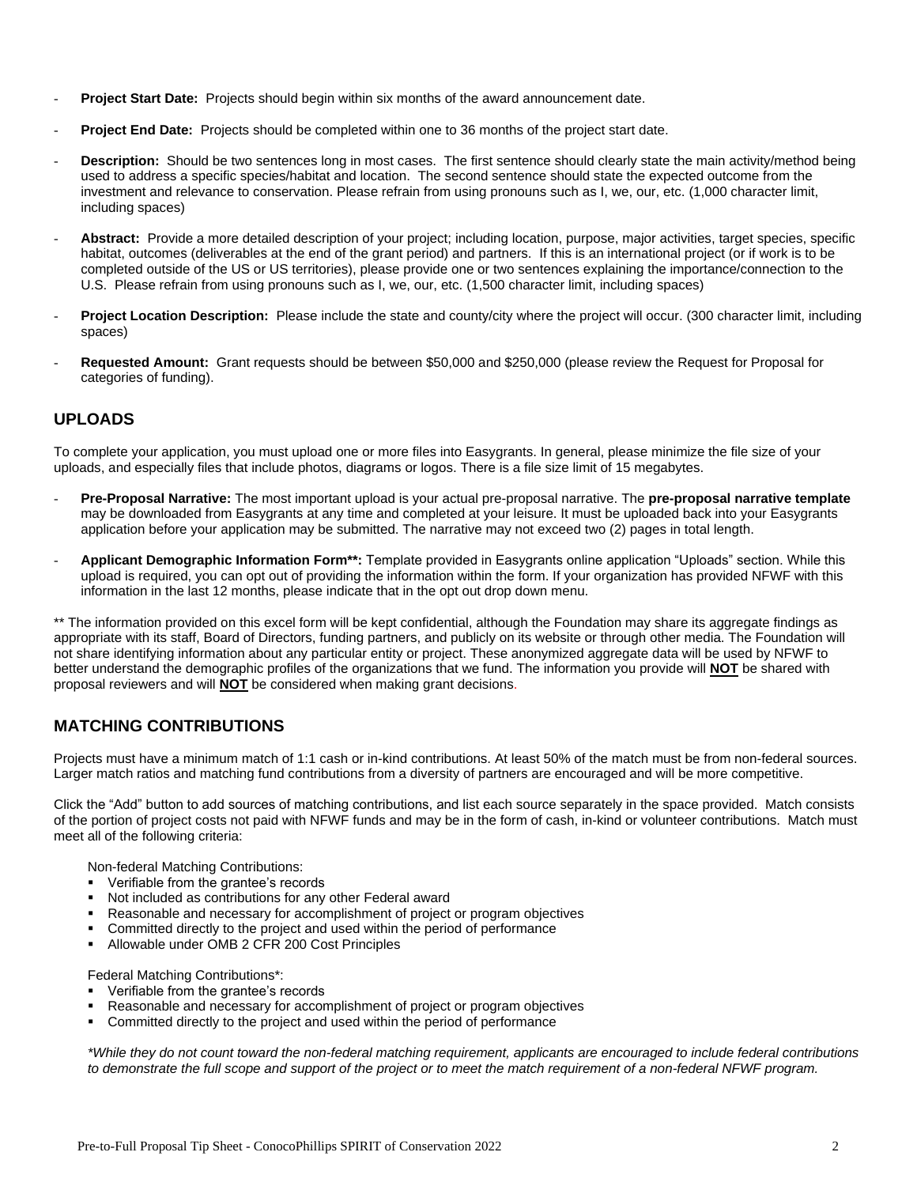- **Project Start Date:** Projects should begin within six months of the award announcement date.
- **Project End Date:** Projects should be completed within one to 36 months of the project start date.
- **Description:** Should be two sentences long in most cases. The first sentence should clearly state the main activity/method being used to address a specific species/habitat and location. The second sentence should state the expected outcome from the investment and relevance to conservation. Please refrain from using pronouns such as I, we, our, etc. (1,000 character limit, including spaces)
- **Abstract:** Provide a more detailed description of your project; including location, purpose, major activities, target species, specific habitat, outcomes (deliverables at the end of the grant period) and partners. If this is an international project (or if work is to be completed outside of the US or US territories), please provide one or two sentences explaining the importance/connection to the U.S. Please refrain from using pronouns such as I, we, our, etc. (1,500 character limit, including spaces)
- **Project Location Description:** Please include the state and county/city where the project will occur. (300 character limit, including spaces)
- **Requested Amount:** Grant requests should be between $50,000 and $250,000 (please review the Request for Proposal for categories of funding).

## UPLOADS

To complete your application, you must upload one or more files into Easygrants. In general, please minimize the file size of your uploads, and especially files that include photos, diagrams or logos. There is a file size limit of 15 megabytes.

- **Pre-Proposal Narrative:** The most important upload is your actual pre-proposal narrative. The **pre-proposal narrative template** may be downloaded from Easygrants at any time and completed at your leisure. It must be uploaded back into your Easygrants application before your application may be submitted. The narrative may not exceed two (2) pages in total length.
- **Applicant Demographic Information Form\*\*:** Template provided in Easygrants online application "Uploads" section. While this upload is required, you can opt out of providing the information within the form. If your organization has provided NFWF with this information in the last 12 months, please indicate that in the opt out drop down menu.

** The information provided on this excel form will be kept confidential, although the Foundation may share its aggregate findings as appropriate with its staff, Board of Directors, funding partners, and publicly on its website or through other media. The Foundation will not share identifying information about any particular entity or project. These anonymized aggregate data will be used by NFWF to better understand the demographic profiles of the organizations that we fund. The information you provide will **NOT** be shared with proposal reviewers and will **NOT** be considered when making grant decisions.

## MATCHING CONTRIBUTIONS

Projects must have a minimum match of 1:1 cash or in-kind contributions. At least 50% of the match must be from non-federal sources. Larger match ratios and matching fund contributions from a diversity of partners are encouraged and will be more competitive.

Click the "Add" button to add sources of matching contributions, and list each source separately in the space provided. Match consists of the portion of project costs not paid with NFWF funds and may be in the form of cash, in-kind or volunteer contributions. Match must meet all of the following criteria:

Non-federal Matching Contributions:

- Verifiable from the grantee's records
- Not included as contributions for any other Federal award
- Reasonable and necessary for accomplishment of project or program objectives
- Committed directly to the project and used within the period of performance
- Allowable under OMB 2 CFR 200 Cost Principles

Federal Matching Contributions*:

- Verifiable from the grantee's records
- Reasonable and necessary for accomplishment of project or program objectives
- Committed directly to the project and used within the period of performance

*\*While they do not count toward the non-federal matching requirement, applicants are encouraged to include federal contributions to demonstrate the full scope and support of the project or to meet the match requirement of a non-federal NFWF program.*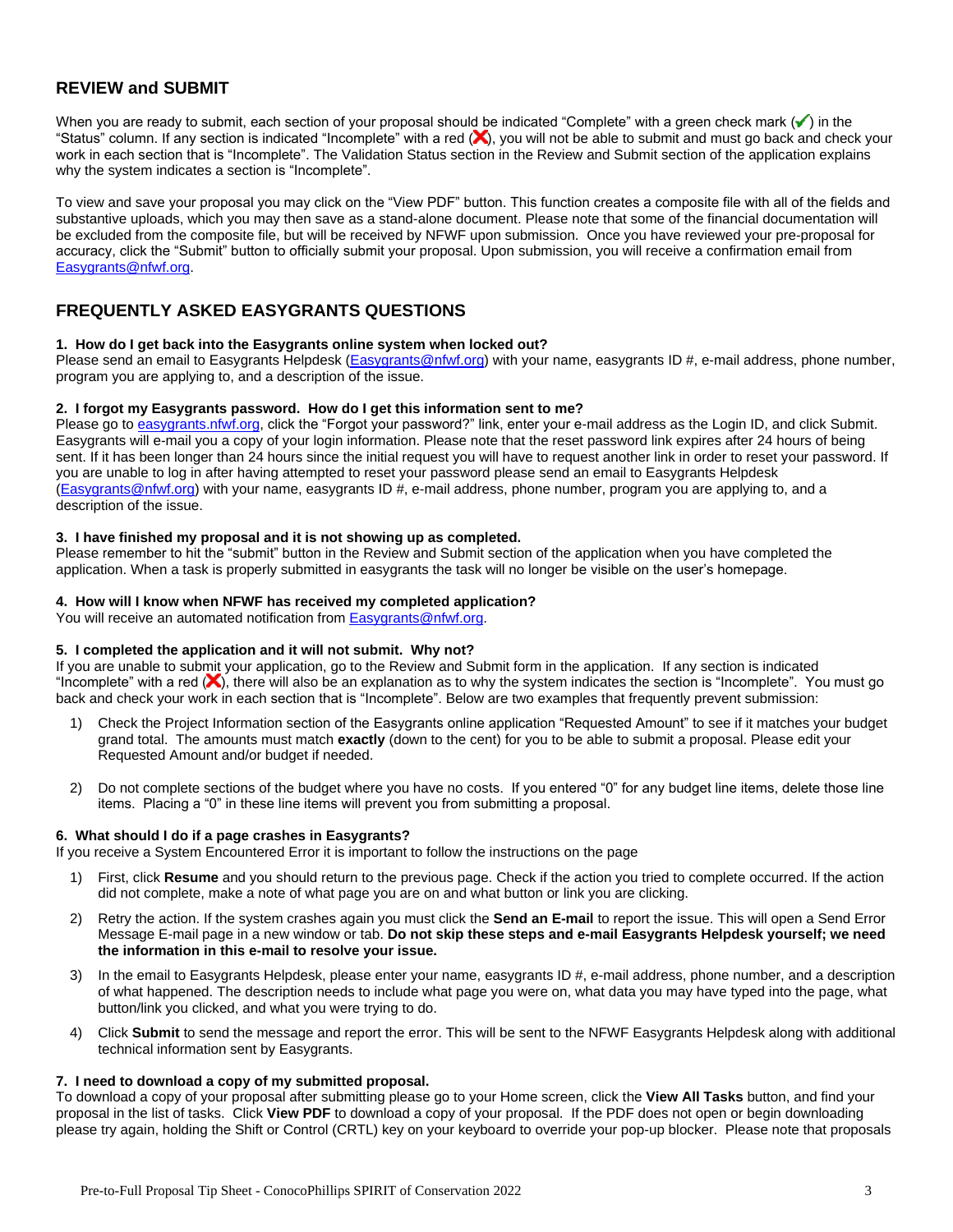## REVIEW and SUBMIT

When you are ready to submit, each section of your proposal should be indicated "Complete" with a green check mark (✔) in the "Status" column. If any section is indicated "Incomplete" with a red (❌), you will not be able to submit and must go back and check your work in each section that is "Incomplete". The Validation Status section in the Review and Submit section of the application explains why the system indicates a section is "Incomplete".

To view and save your proposal you may click on the "View PDF" button. This function creates a composite file with all of the fields and substantive uploads, which you may then save as a stand-alone document. Please note that some of the financial documentation will be excluded from the composite file, but will be received by NFWF upon submission. Once you have reviewed your pre-proposal for accuracy, click the "Submit" button to officially submit your proposal. Upon submission, you will receive a confirmation email from Easygrants@nfwf.org.

## FREQUENTLY ASKED EASYGRANTS QUESTIONS

**1. How do I get back into the Easygrants online system when locked out?**
Please send an email to Easygrants Helpdesk (Easygrants@nfwf.org) with your name, easygrants ID #, e-mail address, phone number, program you are applying to, and a description of the issue.

**2. I forgot my Easygrants password. How do I get this information sent to me?**
Please go to easygrants.nfwf.org, click the "Forgot your password?" link, enter your e-mail address as the Login ID, and click Submit. Easygrants will e-mail you a copy of your login information. Please note that the reset password link expires after 24 hours of being sent. If it has been longer than 24 hours since the initial request you will have to request another link in order to reset your password. If you are unable to log in after having attempted to reset your password please send an email to Easygrants Helpdesk (Easygrants@nfwf.org) with your name, easygrants ID #, e-mail address, phone number, program you are applying to, and a description of the issue.

**3. I have finished my proposal and it is not showing up as completed.**
Please remember to hit the "submit" button in the Review and Submit section of the application when you have completed the application. When a task is properly submitted in easygrants the task will no longer be visible on the user's homepage.

**4. How will I know when NFWF has received my completed application?**
You will receive an automated notification from Easygrants@nfwf.org.

**5. I completed the application and it will not submit. Why not?**
If you are unable to submit your application, go to the Review and Submit form in the application. If any section is indicated "Incomplete" with a red (❌), there will also be an explanation as to why the system indicates the section is "Incomplete". You must go back and check your work in each section that is "Incomplete". Below are two examples that frequently prevent submission:

1) Check the Project Information section of the Easygrants online application "Requested Amount" to see if it matches your budget grand total. The amounts must match **exactly** (down to the cent) for you to be able to submit a proposal. Please edit your Requested Amount and/or budget if needed.

2) Do not complete sections of the budget where you have no costs. If you entered "0" for any budget line items, delete those line items. Placing a "0" in these line items will prevent you from submitting a proposal.

**6. What should I do if a page crashes in Easygrants?**
If you receive a System Encountered Error it is important to follow the instructions on the page

1) First, click **Resume** and you should return to the previous page. Check if the action you tried to complete occurred. If the action did not complete, make a note of what page you are on and what button or link you are clicking.

2) Retry the action. If the system crashes again you must click the **Send an E-mail** to report the issue. This will open a Send Error Message E-mail page in a new window or tab. **Do not skip these steps and e-mail Easygrants Helpdesk yourself; we need the information in this e-mail to resolve your issue.**

3) In the email to Easygrants Helpdesk, please enter your name, easygrants ID #, e-mail address, phone number, and a description of what happened. The description needs to include what page you were on, what data you may have typed into the page, what button/link you clicked, and what you were trying to do.

4) Click **Submit** to send the message and report the error. This will be sent to the NFWF Easygrants Helpdesk along with additional technical information sent by Easygrants.

**7. I need to download a copy of my submitted proposal.**
To download a copy of your proposal after submitting please go to your Home screen, click the **View All Tasks** button, and find your proposal in the list of tasks. Click **View PDF** to download a copy of your proposal. If the PDF does not open or begin downloading please try again, holding the Shift or Control (CRTL) key on your keyboard to override your pop-up blocker. Please note that proposals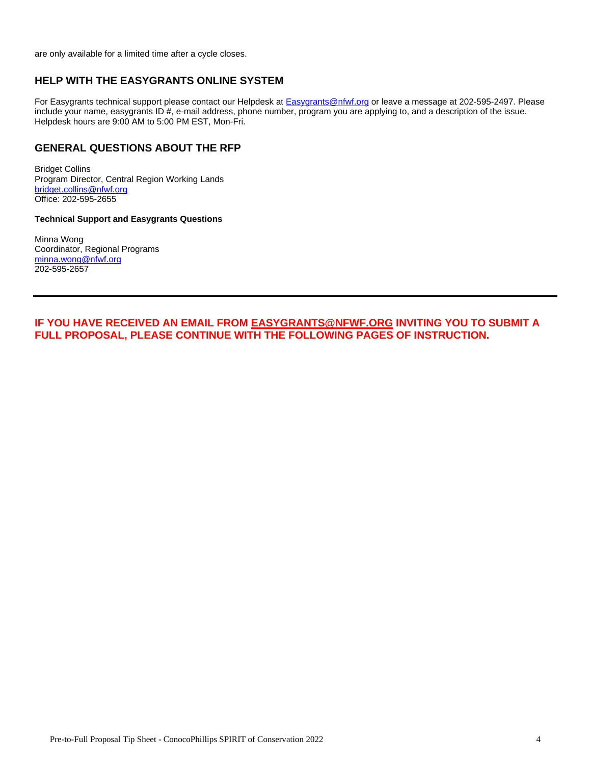are only available for a limited time after a cycle closes.

## HELP WITH THE EASYGRANTS ONLINE SYSTEM

For Easygrants technical support please contact our Helpdesk at Easygrants@nfwf.org or leave a message at 202-595-2497. Please include your name, easygrants ID #, e-mail address, phone number, program you are applying to, and a description of the issue. Helpdesk hours are 9:00 AM to 5:00 PM EST, Mon-Fri.

## GENERAL QUESTIONS ABOUT THE RFP

Bridget Collins
Program Director, Central Region Working Lands
bridget.collins@nfwf.org
Office: 202-595-2655

**Technical Support and Easygrants Questions**

Minna Wong
Coordinator, Regional Programs
minna.wong@nfwf.org
202-595-2657

---

**IF YOU HAVE RECEIVED AN EMAIL FROM EASYGRANTS@NFWF.ORG INVITING YOU TO SUBMIT A FULL PROPOSAL, PLEASE CONTINUE WITH THE FOLLOWING PAGES OF INSTRUCTION.**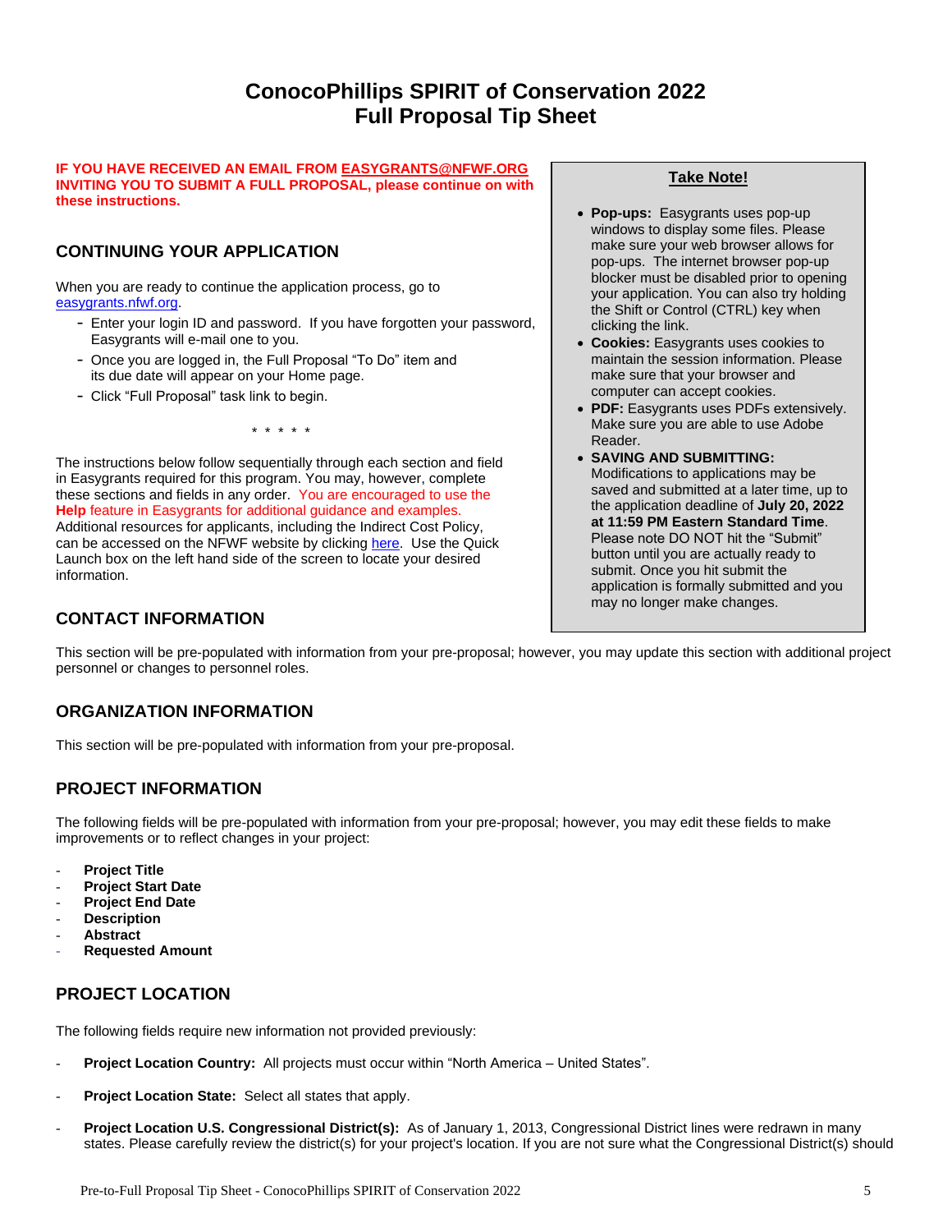# ConocoPhillips SPIRIT of Conservation 2022
# Full Proposal Tip Sheet

**IF YOU HAVE RECEIVED AN EMAIL FROM EASYGRANTS@NFWF.ORG INVITING YOU TO SUBMIT A FULL PROPOSAL, please continue on with these instructions.**

## CONTINUING YOUR APPLICATION

When you are ready to continue the application process, go to easygrants.nfwf.org.

- Enter your login ID and password. If you have forgotten your password, Easygrants will e-mail one to you.
- Once you are logged in, the Full Proposal "To Do" item and its due date will appear on your Home page.
- Click "Full Proposal" task link to begin.

\* \* \* \* \*

The instructions below follow sequentially through each section and field in Easygrants required for this program. You may, however, complete these sections and fields in any order. You are encouraged to use the **Help** feature in Easygrants for additional guidance and examples. Additional resources for applicants, including the Indirect Cost Policy, can be accessed on the NFWF website by clicking here. Use the Quick Launch box on the left hand side of the screen to locate your desired information.

> **Take Note!**
>
> - **Pop-ups:** Easygrants uses pop-up windows to display some files. Please make sure your web browser allows for pop-ups. The internet browser pop-up blocker must be disabled prior to opening your application. You can also try holding the Shift or Control (CTRL) key when clicking the link.
> - **Cookies:** Easygrants uses cookies to maintain the session information. Please make sure that your browser and computer can accept cookies.
> - **PDF:** Easygrants uses PDFs extensively. Make sure you are able to use Adobe Reader.
> - **SAVING AND SUBMITTING:** Modifications to applications may be saved and submitted at a later time, up to the application deadline of **July 20, 2022 at 11:59 PM Eastern Standard Time**. Please note DO NOT hit the "Submit" button until you are actually ready to submit. Once you hit submit the application is formally submitted and you may no longer make changes.

## CONTACT INFORMATION

This section will be pre-populated with information from your pre-proposal; however, you may update this section with additional project personnel or changes to personnel roles.

## ORGANIZATION INFORMATION

This section will be pre-populated with information from your pre-proposal.

## PROJECT INFORMATION

The following fields will be pre-populated with information from your pre-proposal; however, you may edit these fields to make improvements or to reflect changes in your project:

- **Project Title**
- **Project Start Date**
- **Project End Date**
- **Description**
- **Abstract**
- **Requested Amount**

## PROJECT LOCATION

The following fields require new information not provided previously:

- **Project Location Country:** All projects must occur within "North America – United States".
- **Project Location State:** Select all states that apply.
- **Project Location U.S. Congressional District(s):** As of January 1, 2013, Congressional District lines were redrawn in many states. Please carefully review the district(s) for your project's location. If you are not sure what the Congressional District(s) should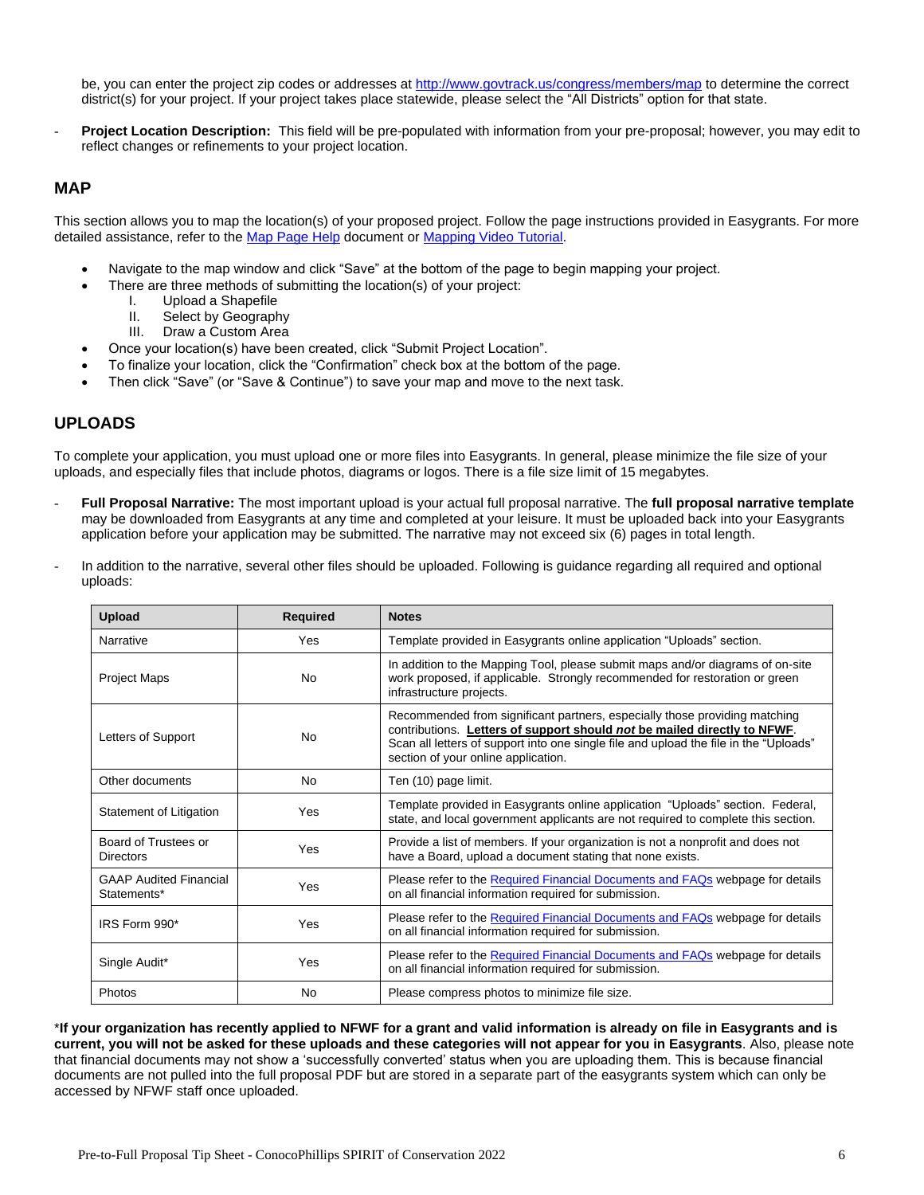be, you can enter the project zip codes or addresses at http://www.govtrack.us/congress/members/map to determine the correct district(s) for your project. If your project takes place statewide, please select the "All Districts" option for that state.

- **Project Location Description:** This field will be pre-populated with information from your pre-proposal; however, you may edit to reflect changes or refinements to your project location.

## MAP

This section allows you to map the location(s) of your proposed project. Follow the page instructions provided in Easygrants. For more detailed assistance, refer to the Map Page Help document or Mapping Video Tutorial.

- Navigate to the map window and click "Save" at the bottom of the page to begin mapping your project.
- There are three methods of submitting the location(s) of your project:
  - I. Upload a Shapefile
  - II. Select by Geography
  - III. Draw a Custom Area
- Once your location(s) have been created, click "Submit Project Location".
- To finalize your location, click the "Confirmation" check box at the bottom of the page.
- Then click "Save" (or "Save & Continue") to save your map and move to the next task.

## UPLOADS

To complete your application, you must upload one or more files into Easygrants. In general, please minimize the file size of your uploads, and especially files that include photos, diagrams or logos. There is a file size limit of 15 megabytes.

- **Full Proposal Narrative:** The most important upload is your actual full proposal narrative. The **full proposal narrative template** may be downloaded from Easygrants at any time and completed at your leisure. It must be uploaded back into your Easygrants application before your application may be submitted. The narrative may not exceed six (6) pages in total length.

- In addition to the narrative, several other files should be uploaded. Following is guidance regarding all required and optional uploads:

| Upload | Required | Notes |
|---|---|---|
| Narrative | Yes | Template provided in Easygrants online application "Uploads" section. |
| Project Maps | No | In addition to the Mapping Tool, please submit maps and/or diagrams of on-site work proposed, if applicable. Strongly recommended for restoration or green infrastructure projects. |
| Letters of Support | No | Recommended from significant partners, especially those providing matching contributions. **Letters of support should *not* be mailed directly to NFWF**. Scan all letters of support into one single file and upload the file in the "Uploads" section of your online application. |
| Other documents | No | Ten (10) page limit. |
| Statement of Litigation | Yes | Template provided in Easygrants online application "Uploads" section. Federal, state, and local government applicants are not required to complete this section. |
| Board of Trustees or Directors | Yes | Provide a list of members. If your organization is not a nonprofit and does not have a Board, upload a document stating that none exists. |
| GAAP Audited Financial Statements* | Yes | Please refer to the Required Financial Documents and FAQs webpage for details on all financial information required for submission. |
| IRS Form 990* | Yes | Please refer to the Required Financial Documents and FAQs webpage for details on all financial information required for submission. |
| Single Audit* | Yes | Please refer to the Required Financial Documents and FAQs webpage for details on all financial information required for submission. |
| Photos | No | Please compress photos to minimize file size. |

***If your organization has recently applied to NFWF for a grant and valid information is already on file in Easygrants and is current, you will not be asked for these uploads and these categories will not appear for you in Easygrants**. Also, please note that financial documents may not show a 'successfully converted' status when you are uploading them. This is because financial documents are not pulled into the full proposal PDF but are stored in a separate part of the easygrants system which can only be accessed by NFWF staff once uploaded.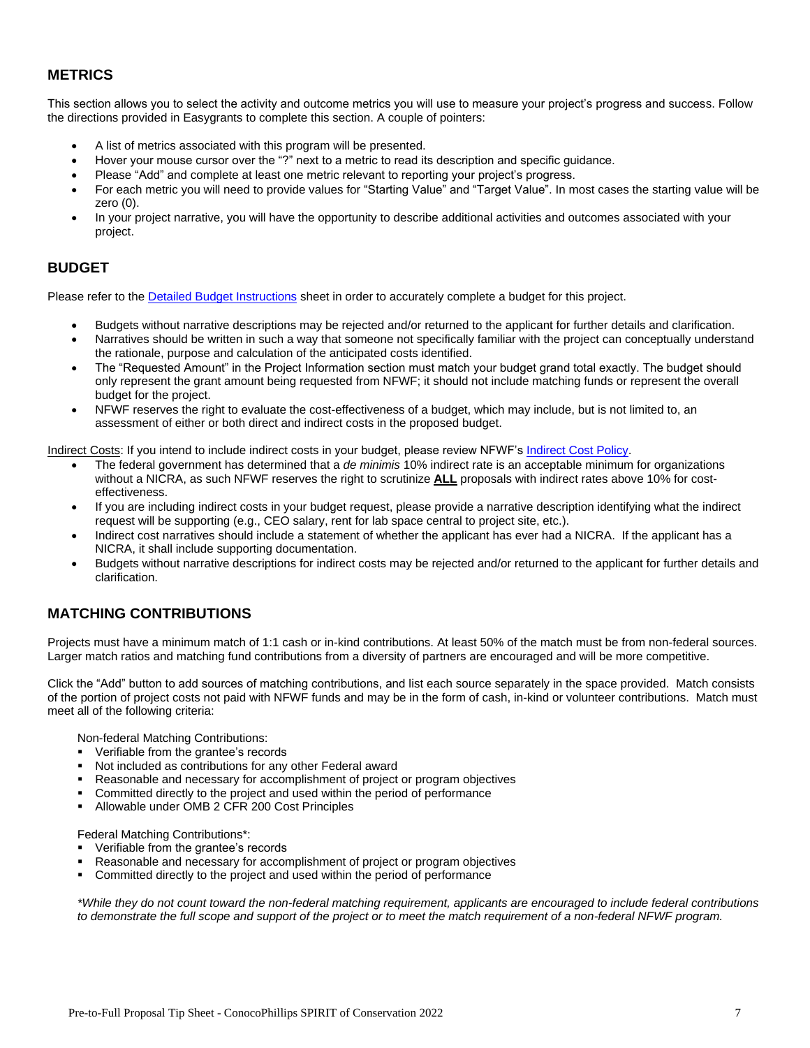## METRICS

This section allows you to select the activity and outcome metrics you will use to measure your project's progress and success. Follow the directions provided in Easygrants to complete this section. A couple of pointers:

- A list of metrics associated with this program will be presented.
- Hover your mouse cursor over the "?" next to a metric to read its description and specific guidance.
- Please "Add" and complete at least one metric relevant to reporting your project's progress.
- For each metric you will need to provide values for "Starting Value" and "Target Value". In most cases the starting value will be zero (0).
- In your project narrative, you will have the opportunity to describe additional activities and outcomes associated with your project.

## BUDGET

Please refer to the Detailed Budget Instructions sheet in order to accurately complete a budget for this project.

- Budgets without narrative descriptions may be rejected and/or returned to the applicant for further details and clarification.
- Narratives should be written in such a way that someone not specifically familiar with the project can conceptually understand the rationale, purpose and calculation of the anticipated costs identified.
- The "Requested Amount" in the Project Information section must match your budget grand total exactly. The budget should only represent the grant amount being requested from NFWF; it should not include matching funds or represent the overall budget for the project.
- NFWF reserves the right to evaluate the cost-effectiveness of a budget, which may include, but is not limited to, an assessment of either or both direct and indirect costs in the proposed budget.

Indirect Costs: If you intend to include indirect costs in your budget, please review NFWF's Indirect Cost Policy.

- The federal government has determined that a *de minimis* 10% indirect rate is an acceptable minimum for organizations without a NICRA, as such NFWF reserves the right to scrutinize **ALL** proposals with indirect rates above 10% for cost-effectiveness.
- If you are including indirect costs in your budget request, please provide a narrative description identifying what the indirect request will be supporting (e.g., CEO salary, rent for lab space central to project site, etc.).
- Indirect cost narratives should include a statement of whether the applicant has ever had a NICRA. If the applicant has a NICRA, it shall include supporting documentation.
- Budgets without narrative descriptions for indirect costs may be rejected and/or returned to the applicant for further details and clarification.

## MATCHING CONTRIBUTIONS

Projects must have a minimum match of 1:1 cash or in-kind contributions. At least 50% of the match must be from non-federal sources. Larger match ratios and matching fund contributions from a diversity of partners are encouraged and will be more competitive.

Click the "Add" button to add sources of matching contributions, and list each source separately in the space provided. Match consists of the portion of project costs not paid with NFWF funds and may be in the form of cash, in-kind or volunteer contributions. Match must meet all of the following criteria:

Non-federal Matching Contributions:

- Verifiable from the grantee's records
- Not included as contributions for any other Federal award
- Reasonable and necessary for accomplishment of project or program objectives
- Committed directly to the project and used within the period of performance
- Allowable under OMB 2 CFR 200 Cost Principles

Federal Matching Contributions*:

- Verifiable from the grantee's records
- Reasonable and necessary for accomplishment of project or program objectives
- Committed directly to the project and used within the period of performance

*\*While they do not count toward the non-federal matching requirement, applicants are encouraged to include federal contributions to demonstrate the full scope and support of the project or to meet the match requirement of a non-federal NFWF program.*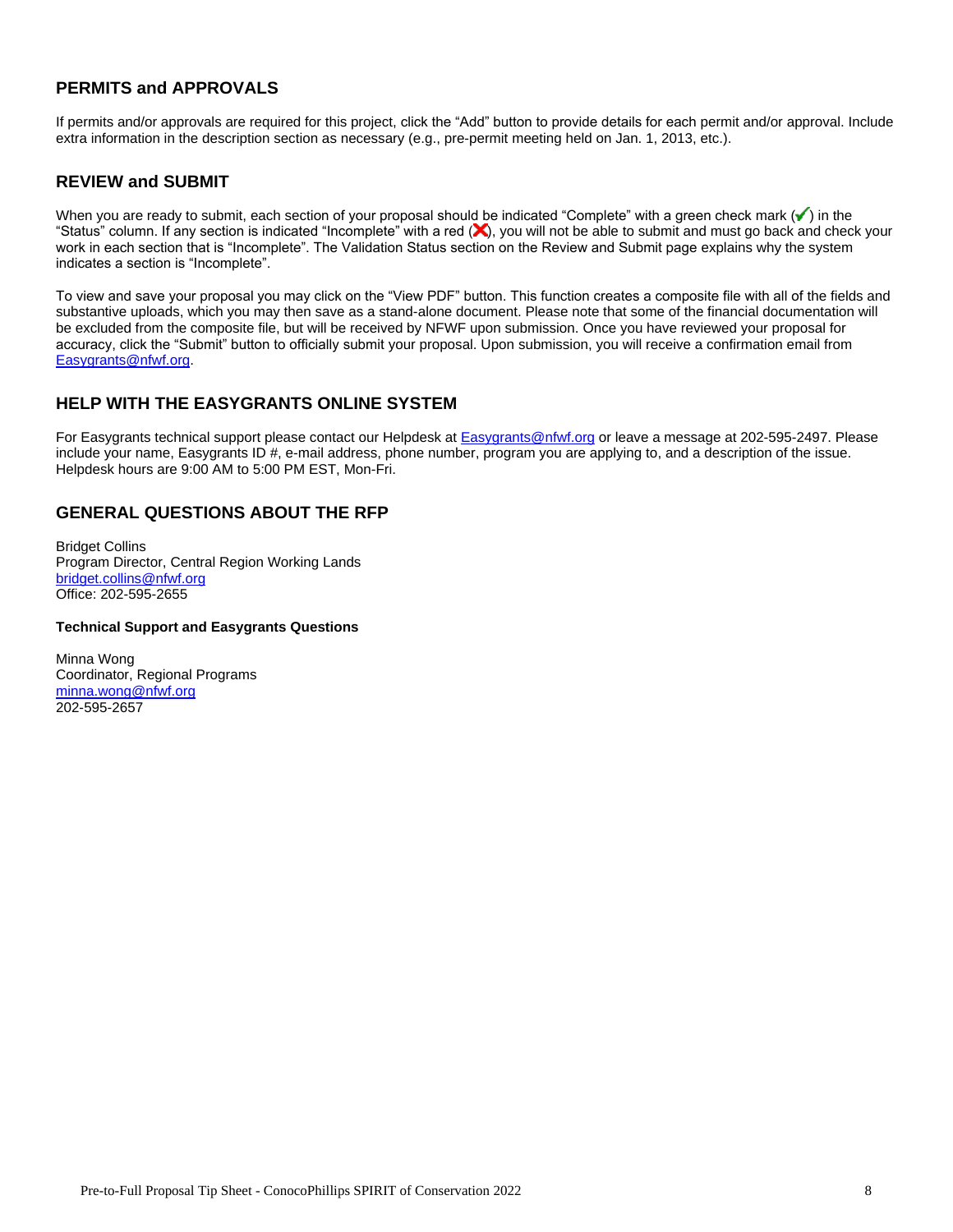## PERMITS and APPROVALS

If permits and/or approvals are required for this project, click the “Add” button to provide details for each permit and/or approval. Include extra information in the description section as necessary (e.g., pre-permit meeting held on Jan. 1, 2013, etc.).

## REVIEW and SUBMIT

When you are ready to submit, each section of your proposal should be indicated “Complete” with a green check mark (✔) in the “Status” column. If any section is indicated “Incomplete” with a red (✖), you will not be able to submit and must go back and check your work in each section that is “Incomplete”. The Validation Status section on the Review and Submit page explains why the system indicates a section is “Incomplete”.

To view and save your proposal you may click on the “View PDF” button. This function creates a composite file with all of the fields and substantive uploads, which you may then save as a stand-alone document. Please note that some of the financial documentation will be excluded from the composite file, but will be received by NFWF upon submission. Once you have reviewed your proposal for accuracy, click the “Submit” button to officially submit your proposal. Upon submission, you will receive a confirmation email from Easygrants@nfwf.org.

## HELP WITH THE EASYGRANTS ONLINE SYSTEM

For Easygrants technical support please contact our Helpdesk at Easygrants@nfwf.org or leave a message at 202-595-2497. Please include your name, Easygrants ID #, e-mail address, phone number, program you are applying to, and a description of the issue. Helpdesk hours are 9:00 AM to 5:00 PM EST, Mon-Fri.

## GENERAL QUESTIONS ABOUT THE RFP

Bridget Collins
Program Director, Central Region Working Lands
bridget.collins@nfwf.org
Office: 202-595-2655

**Technical Support and Easygrants Questions**

Minna Wong
Coordinator, Regional Programs
minna.wong@nfwf.org
202-595-2657